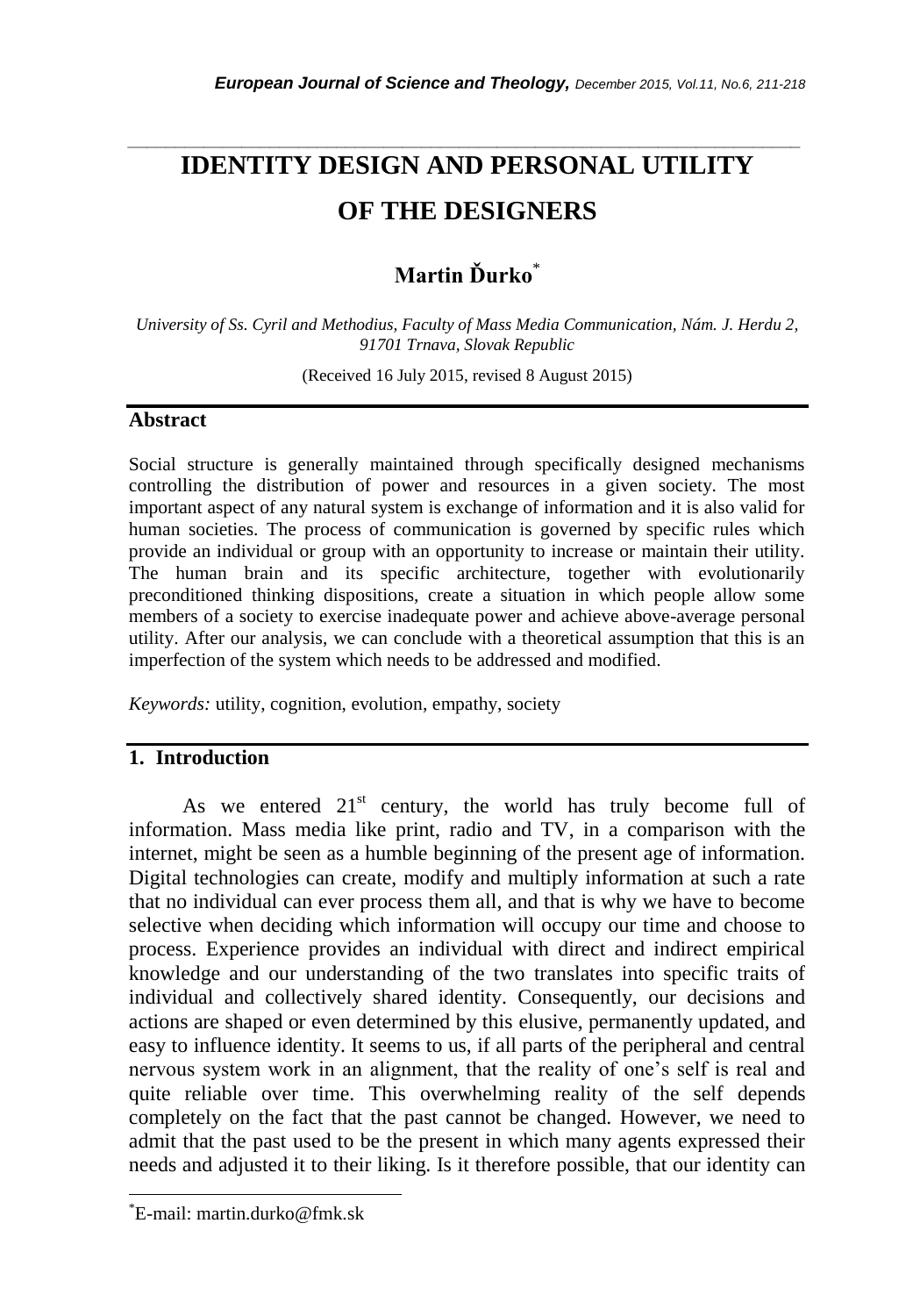# IDENTITY DESIGN AND PERSONAL UTILITY OF THE DESIGNERS

**Martin Ďurko**[*]

*University of Ss. Cyril and Methodius, Faculty of Mass Media Communication, Nám. J. Herdu 2, 91701 Trnava, Slovak Republic*

(Received 16 July 2015, revised 8 August 2015)

## Abstract

Social structure is generally maintained through specifically designed mechanisms controlling the distribution of power and resources in a given society. The most important aspect of any natural system is exchange of information and it is also valid for human societies. The process of communication is governed by specific rules which provide an individual or group with an opportunity to increase or maintain their utility. The human brain and its specific architecture, together with evolutionarily preconditioned thinking dispositions, create a situation in which people allow some members of a society to exercise inadequate power and achieve above-average personal utility. After our analysis, we can conclude with a theoretical assumption that this is an imperfection of the system which needs to be addressed and modified.

*Keywords:* utility, cognition, evolution, empathy, society

## 1. Introduction

As we entered 21st century, the world has truly become full of information. Mass media like print, radio and TV, in a comparison with the internet, might be seen as a humble beginning of the present age of information. Digital technologies can create, modify and multiply information at such a rate that no individual can ever process them all, and that is why we have to become selective when deciding which information will occupy our time and choose to process. Experience provides an individual with direct and indirect empirical knowledge and our understanding of the two translates into specific traits of individual and collectively shared identity. Consequently, our decisions and actions are shaped or even determined by this elusive, permanently updated, and easy to influence identity. It seems to us, if all parts of the peripheral and central nervous system work in an alignment, that the reality of one's self is real and quite reliable over time. This overwhelming reality of the self depends completely on the fact that the past cannot be changed. However, we need to admit that the past used to be the present in which many agents expressed their needs and adjusted it to their liking. Is it therefore possible, that our identity can

---

[*] E-mail: martin.durko@fmk.sk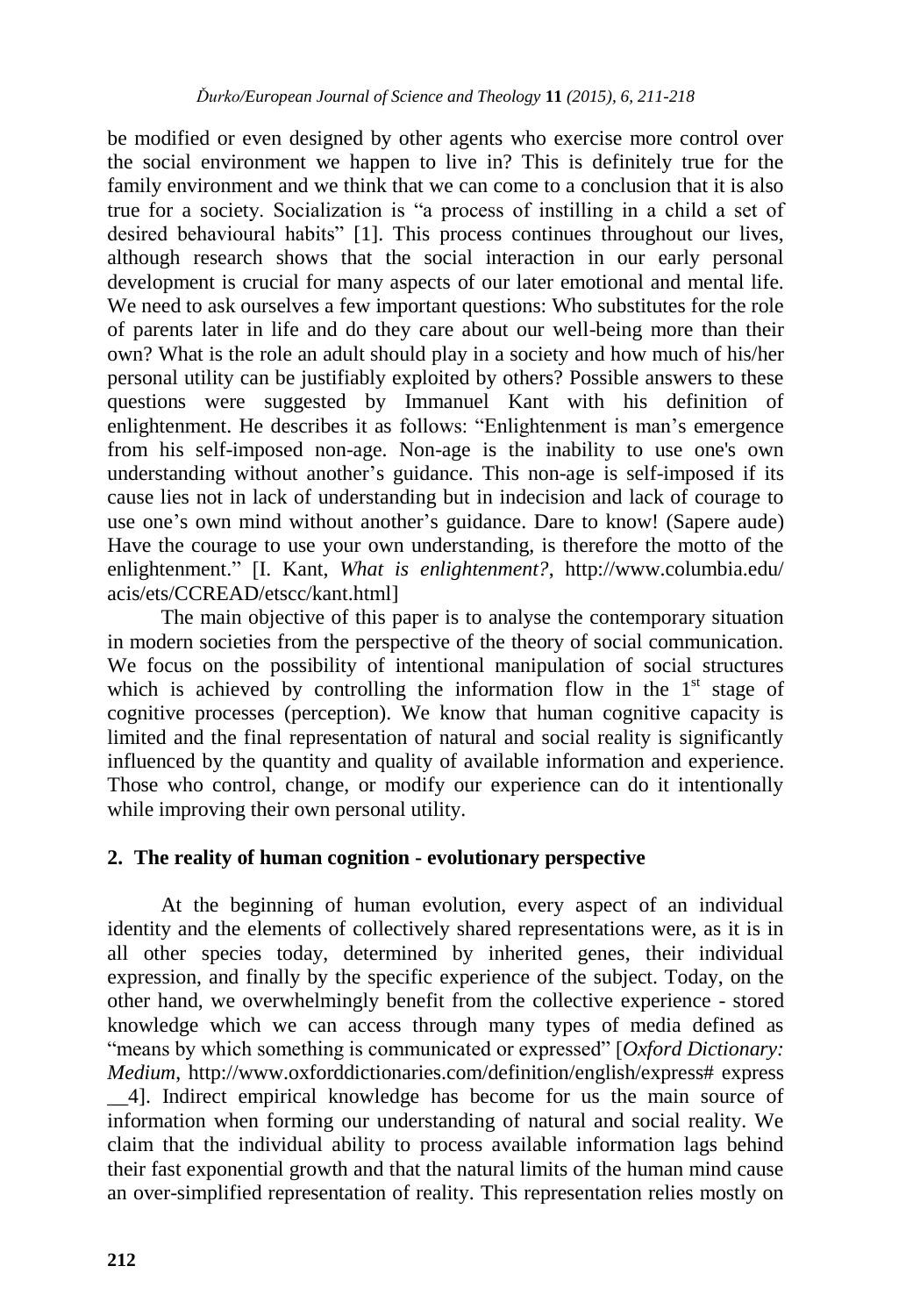be modified or even designed by other agents who exercise more control over the social environment we happen to live in? This is definitely true for the family environment and we think that we can come to a conclusion that it is also true for a society. Socialization is "a process of instilling in a child a set of desired behavioural habits" [1]. This process continues throughout our lives, although research shows that the social interaction in our early personal development is crucial for many aspects of our later emotional and mental life. We need to ask ourselves a few important questions: Who substitutes for the role of parents later in life and do they care about our well-being more than their own? What is the role an adult should play in a society and how much of his/her personal utility can be justifiably exploited by others? Possible answers to these questions were suggested by Immanuel Kant with his definition of enlightenment. He describes it as follows: "Enlightenment is man's emergence from his self-imposed non-age. Non-age is the inability to use one's own understanding without another's guidance. This non-age is self-imposed if its cause lies not in lack of understanding but in indecision and lack of courage to use one's own mind without another's guidance. Dare to know! (Sapere aude) Have the courage to use your own understanding, is therefore the motto of the enlightenment." [I. Kant, *What is enlightenment?*, http://www.columbia.edu/acis/ets/CCREAD/etscc/kant.html]

The main objective of this paper is to analyse the contemporary situation in modern societies from the perspective of the theory of social communication. We focus on the possibility of intentional manipulation of social structures which is achieved by controlling the information flow in the 1st stage of cognitive processes (perception). We know that human cognitive capacity is limited and the final representation of natural and social reality is significantly influenced by the quantity and quality of available information and experience. Those who control, change, or modify our experience can do it intentionally while improving their own personal utility.

## 2. The reality of human cognition - evolutionary perspective

At the beginning of human evolution, every aspect of an individual identity and the elements of collectively shared representations were, as it is in all other species today, determined by inherited genes, their individual expression, and finally by the specific experience of the subject. Today, on the other hand, we overwhelmingly benefit from the collective experience - stored knowledge which we can access through many types of media defined as "means by which something is communicated or expressed" [*Oxford Dictionary: Medium*, http://www.oxforddictionaries.com/definition/english/express# express__4]. Indirect empirical knowledge has become for us the main source of information when forming our understanding of natural and social reality. We claim that the individual ability to process available information lags behind their fast exponential growth and that the natural limits of the human mind cause an over-simplified representation of reality. This representation relies mostly on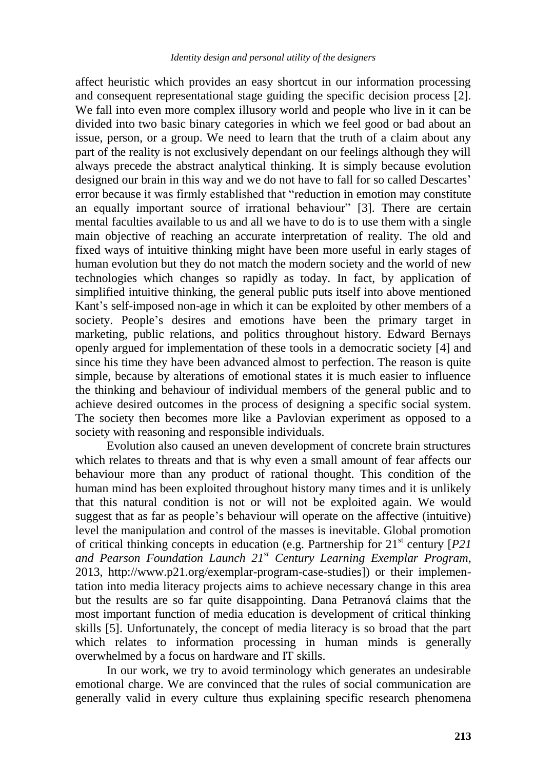affect heuristic which provides an easy shortcut in our information processing and consequent representational stage guiding the specific decision process [2]. We fall into even more complex illusory world and people who live in it can be divided into two basic binary categories in which we feel good or bad about an issue, person, or a group. We need to learn that the truth of a claim about any part of the reality is not exclusively dependant on our feelings although they will always precede the abstract analytical thinking. It is simply because evolution designed our brain in this way and we do not have to fall for so called Descartes' error because it was firmly established that "reduction in emotion may constitute an equally important source of irrational behaviour" [3]. There are certain mental faculties available to us and all we have to do is to use them with a single main objective of reaching an accurate interpretation of reality. The old and fixed ways of intuitive thinking might have been more useful in early stages of human evolution but they do not match the modern society and the world of new technologies which changes so rapidly as today. In fact, by application of simplified intuitive thinking, the general public puts itself into above mentioned Kant's self-imposed non-age in which it can be exploited by other members of a society. People's desires and emotions have been the primary target in marketing, public relations, and politics throughout history. Edward Bernays openly argued for implementation of these tools in a democratic society [4] and since his time they have been advanced almost to perfection. The reason is quite simple, because by alterations of emotional states it is much easier to influence the thinking and behaviour of individual members of the general public and to achieve desired outcomes in the process of designing a specific social system. The society then becomes more like a Pavlovian experiment as opposed to a society with reasoning and responsible individuals.

Evolution also caused an uneven development of concrete brain structures which relates to threats and that is why even a small amount of fear affects our behaviour more than any product of rational thought. This condition of the human mind has been exploited throughout history many times and it is unlikely that this natural condition is not or will not be exploited again. We would suggest that as far as people's behaviour will operate on the affective (intuitive) level the manipulation and control of the masses is inevitable. Global promotion of critical thinking concepts in education (e.g. Partnership for 21st century [*P21 and Pearson Foundation Launch 21st Century Learning Exemplar Program*, 2013, http://www.p21.org/exemplar-program-case-studies]) or their implementation into media literacy projects aims to achieve necessary change in this area but the results are so far quite disappointing. Dana Petranová claims that the most important function of media education is development of critical thinking skills [5]. Unfortunately, the concept of media literacy is so broad that the part which relates to information processing in human minds is generally overwhelmed by a focus on hardware and IT skills.

In our work, we try to avoid terminology which generates an undesirable emotional charge. We are convinced that the rules of social communication are generally valid in every culture thus explaining specific research phenomena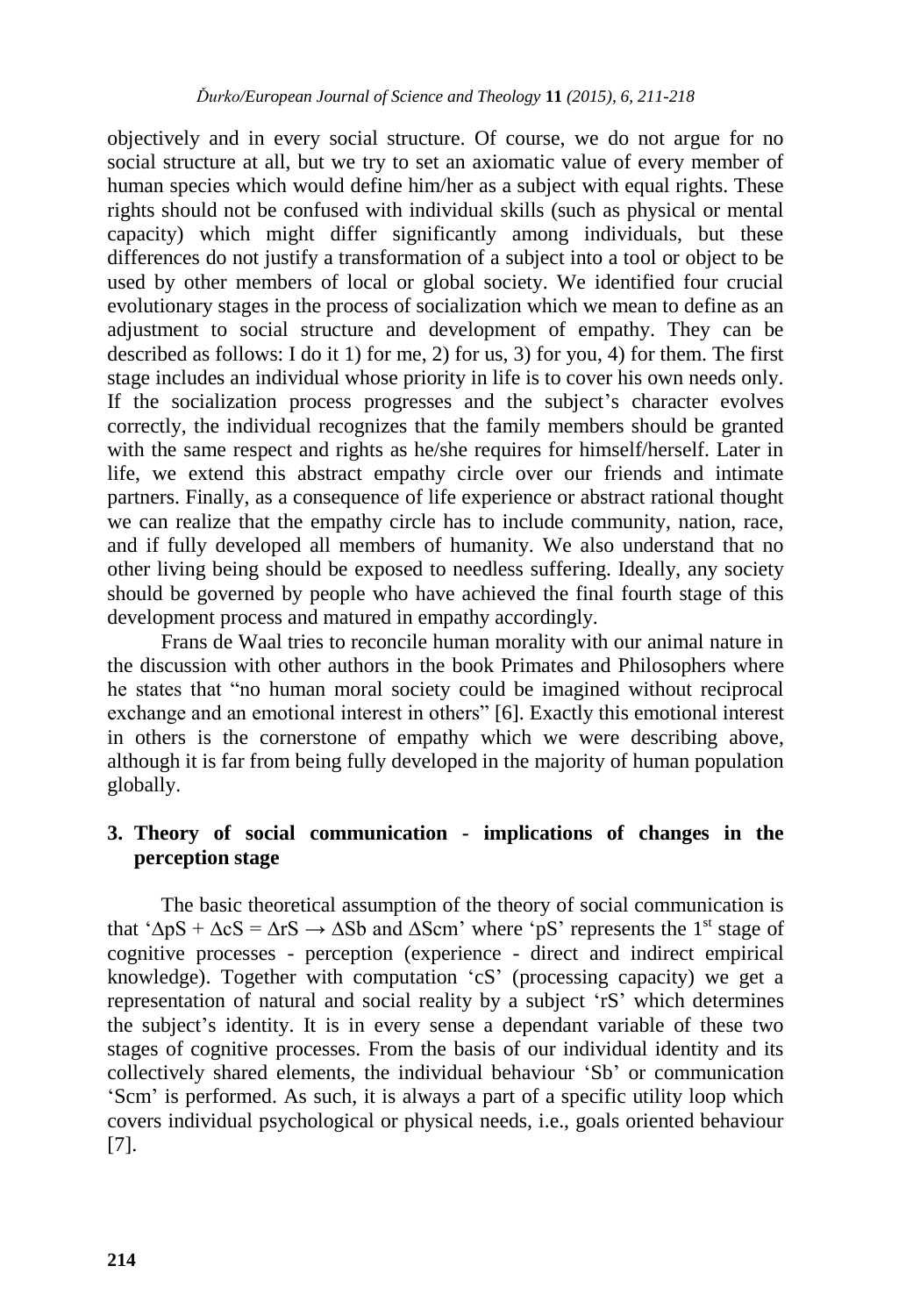objectively and in every social structure. Of course, we do not argue for no social structure at all, but we try to set an axiomatic value of every member of human species which would define him/her as a subject with equal rights. These rights should not be confused with individual skills (such as physical or mental capacity) which might differ significantly among individuals, but these differences do not justify a transformation of a subject into a tool or object to be used by other members of local or global society. We identified four crucial evolutionary stages in the process of socialization which we mean to define as an adjustment to social structure and development of empathy. They can be described as follows: I do it 1) for me, 2) for us, 3) for you, 4) for them. The first stage includes an individual whose priority in life is to cover his own needs only. If the socialization process progresses and the subject's character evolves correctly, the individual recognizes that the family members should be granted with the same respect and rights as he/she requires for himself/herself. Later in life, we extend this abstract empathy circle over our friends and intimate partners. Finally, as a consequence of life experience or abstract rational thought we can realize that the empathy circle has to include community, nation, race, and if fully developed all members of humanity. We also understand that no other living being should be exposed to needless suffering. Ideally, any society should be governed by people who have achieved the final fourth stage of this development process and matured in empathy accordingly.

Frans de Waal tries to reconcile human morality with our animal nature in the discussion with other authors in the book Primates and Philosophers where he states that "no human moral society could be imagined without reciprocal exchange and an emotional interest in others" [6]. Exactly this emotional interest in others is the cornerstone of empathy which we were describing above, although it is far from being fully developed in the majority of human population globally.

## 3. Theory of social communication - implications of changes in the perception stage

The basic theoretical assumption of the theory of social communication is that '$\Delta pS + \Delta cS = \Delta rS \rightarrow \Delta Sb$ and $\Delta Scm$' where 'pS' represents the 1st stage of cognitive processes - perception (experience - direct and indirect empirical knowledge). Together with computation 'cS' (processing capacity) we get a representation of natural and social reality by a subject 'rS' which determines the subject's identity. It is in every sense a dependant variable of these two stages of cognitive processes. From the basis of our individual identity and its collectively shared elements, the individual behaviour 'Sb' or communication 'Scm' is performed. As such, it is always a part of a specific utility loop which covers individual psychological or physical needs, i.e., goals oriented behaviour [7].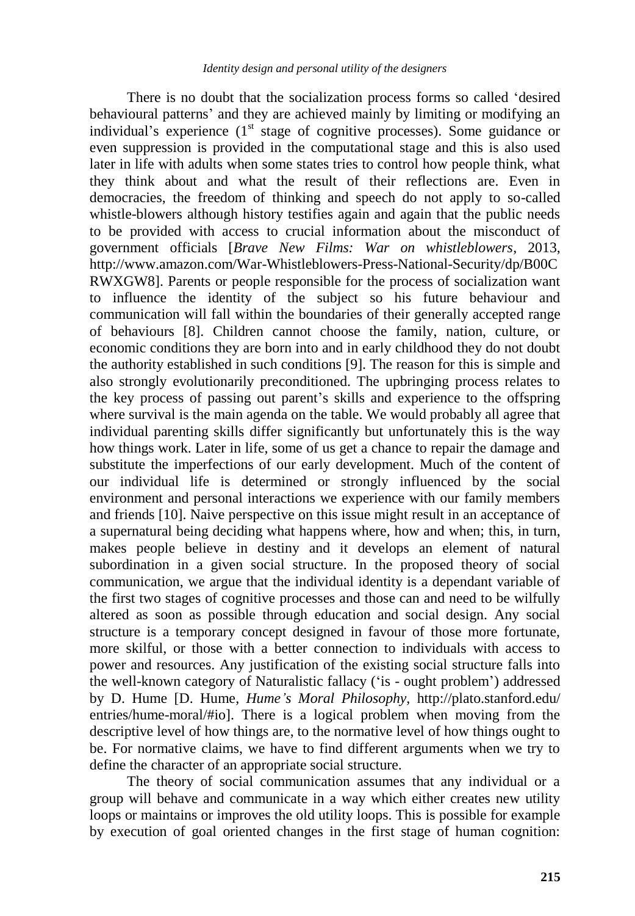There is no doubt that the socialization process forms so called 'desired behavioural patterns' and they are achieved mainly by limiting or modifying an individual's experience (1st stage of cognitive processes). Some guidance or even suppression is provided in the computational stage and this is also used later in life with adults when some states tries to control how people think, what they think about and what the result of their reflections are. Even in democracies, the freedom of thinking and speech do not apply to so-called whistle-blowers although history testifies again and again that the public needs to be provided with access to crucial information about the misconduct of government officials [*Brave New Films: War on whistleblowers*, 2013, http://www.amazon.com/War-Whistleblowers-Press-National-Security/dp/B00CRWXGW8]. Parents or people responsible for the process of socialization want to influence the identity of the subject so his future behaviour and communication will fall within the boundaries of their generally accepted range of behaviours [8]. Children cannot choose the family, nation, culture, or economic conditions they are born into and in early childhood they do not doubt the authority established in such conditions [9]. The reason for this is simple and also strongly evolutionarily preconditioned. The upbringing process relates to the key process of passing out parent's skills and experience to the offspring where survival is the main agenda on the table. We would probably all agree that individual parenting skills differ significantly but unfortunately this is the way how things work. Later in life, some of us get a chance to repair the damage and substitute the imperfections of our early development. Much of the content of our individual life is determined or strongly influenced by the social environment and personal interactions we experience with our family members and friends [10]. Naive perspective on this issue might result in an acceptance of a supernatural being deciding what happens where, how and when; this, in turn, makes people believe in destiny and it develops an element of natural subordination in a given social structure. In the proposed theory of social communication, we argue that the individual identity is a dependant variable of the first two stages of cognitive processes and those can and need to be wilfully altered as soon as possible through education and social design. Any social structure is a temporary concept designed in favour of those more fortunate, more skilful, or those with a better connection to individuals with access to power and resources. Any justification of the existing social structure falls into the well-known category of Naturalistic fallacy ('is - ought problem') addressed by D. Hume [D. Hume, *Hume's Moral Philosophy*, http://plato.stanford.edu/entries/hume-moral/#io]. There is a logical problem when moving from the descriptive level of how things are, to the normative level of how things ought to be. For normative claims, we have to find different arguments when we try to define the character of an appropriate social structure.

The theory of social communication assumes that any individual or a group will behave and communicate in a way which either creates new utility loops or maintains or improves the old utility loops. This is possible for example by execution of goal oriented changes in the first stage of human cognition: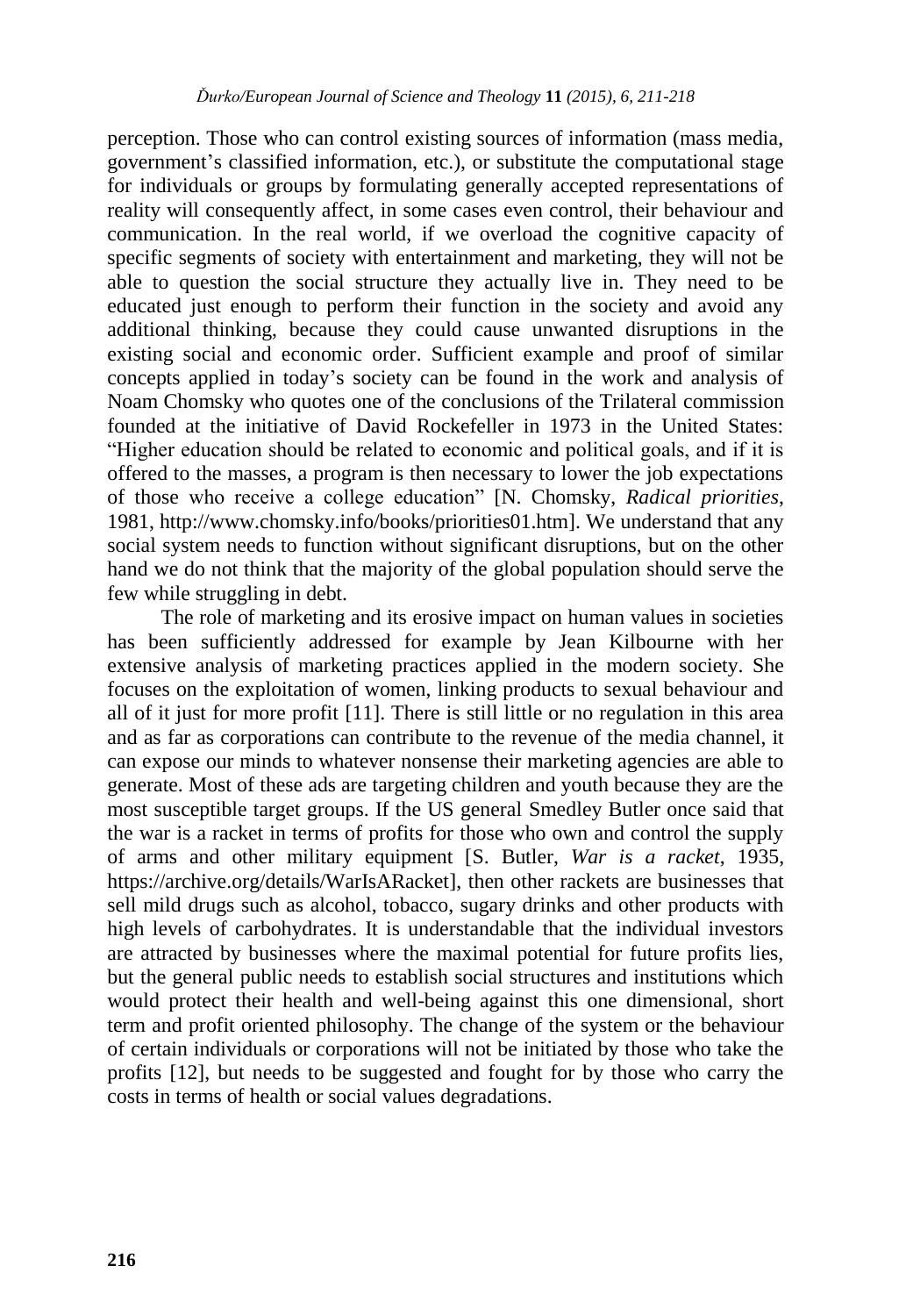perception. Those who can control existing sources of information (mass media, government's classified information, etc.), or substitute the computational stage for individuals or groups by formulating generally accepted representations of reality will consequently affect, in some cases even control, their behaviour and communication. In the real world, if we overload the cognitive capacity of specific segments of society with entertainment and marketing, they will not be able to question the social structure they actually live in. They need to be educated just enough to perform their function in the society and avoid any additional thinking, because they could cause unwanted disruptions in the existing social and economic order. Sufficient example and proof of similar concepts applied in today's society can be found in the work and analysis of Noam Chomsky who quotes one of the conclusions of the Trilateral commission founded at the initiative of David Rockefeller in 1973 in the United States: "Higher education should be related to economic and political goals, and if it is offered to the masses, a program is then necessary to lower the job expectations of those who receive a college education" [N. Chomsky, *Radical priorities*, 1981, http://www.chomsky.info/books/priorities01.htm]. We understand that any social system needs to function without significant disruptions, but on the other hand we do not think that the majority of the global population should serve the few while struggling in debt.

The role of marketing and its erosive impact on human values in societies has been sufficiently addressed for example by Jean Kilbourne with her extensive analysis of marketing practices applied in the modern society. She focuses on the exploitation of women, linking products to sexual behaviour and all of it just for more profit [11]. There is still little or no regulation in this area and as far as corporations can contribute to the revenue of the media channel, it can expose our minds to whatever nonsense their marketing agencies are able to generate. Most of these ads are targeting children and youth because they are the most susceptible target groups. If the US general Smedley Butler once said that the war is a racket in terms of profits for those who own and control the supply of arms and other military equipment [S. Butler, *War is a racket*, 1935, https://archive.org/details/WarIsARacket], then other rackets are businesses that sell mild drugs such as alcohol, tobacco, sugary drinks and other products with high levels of carbohydrates. It is understandable that the individual investors are attracted by businesses where the maximal potential for future profits lies, but the general public needs to establish social structures and institutions which would protect their health and well-being against this one dimensional, short term and profit oriented philosophy. The change of the system or the behaviour of certain individuals or corporations will not be initiated by those who take the profits [12], but needs to be suggested and fought for by those who carry the costs in terms of health or social values degradations.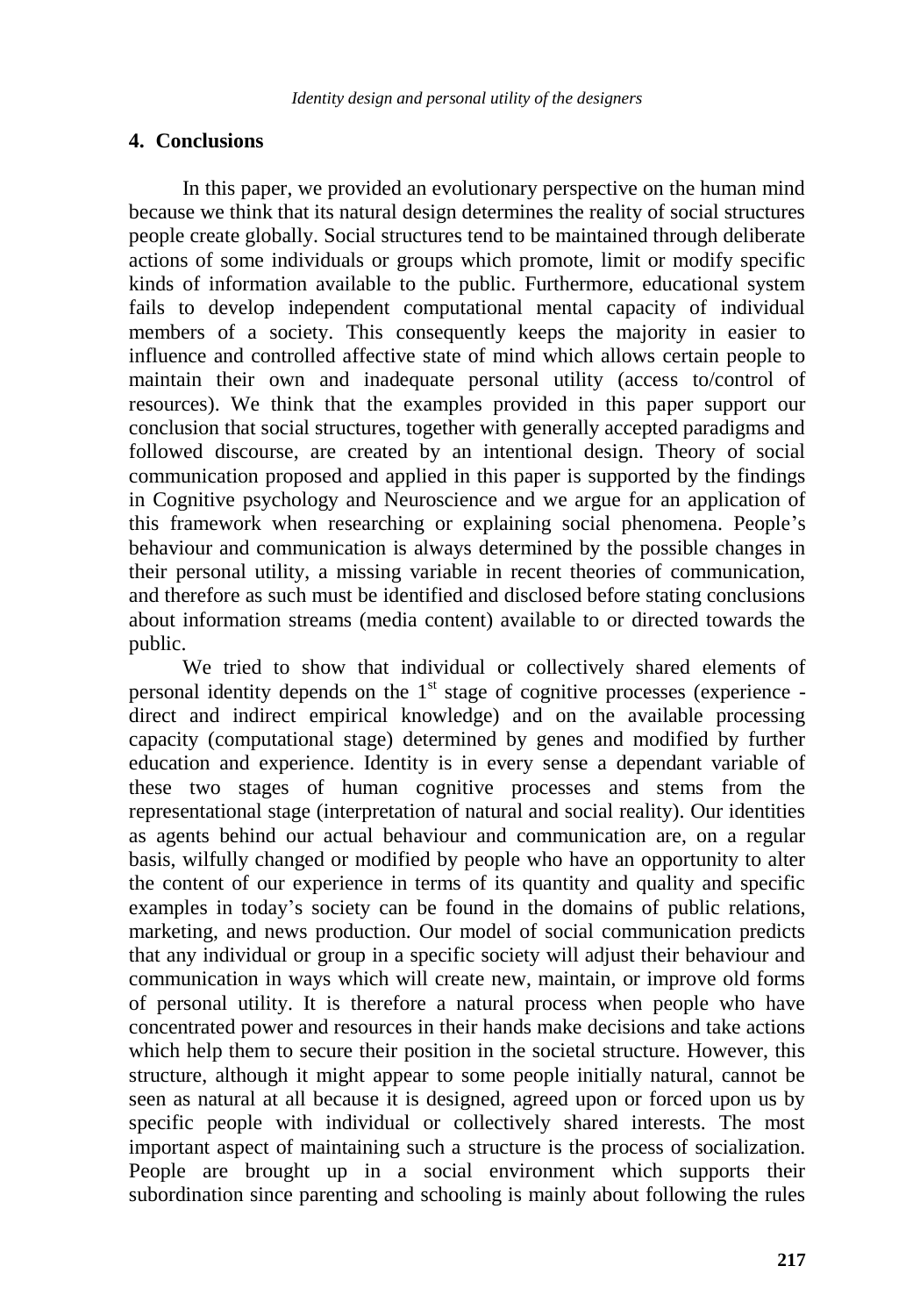## 4. Conclusions

In this paper, we provided an evolutionary perspective on the human mind because we think that its natural design determines the reality of social structures people create globally. Social structures tend to be maintained through deliberate actions of some individuals or groups which promote, limit or modify specific kinds of information available to the public. Furthermore, educational system fails to develop independent computational mental capacity of individual members of a society. This consequently keeps the majority in easier to influence and controlled affective state of mind which allows certain people to maintain their own and inadequate personal utility (access to/control of resources). We think that the examples provided in this paper support our conclusion that social structures, together with generally accepted paradigms and followed discourse, are created by an intentional design. Theory of social communication proposed and applied in this paper is supported by the findings in Cognitive psychology and Neuroscience and we argue for an application of this framework when researching or explaining social phenomena. People's behaviour and communication is always determined by the possible changes in their personal utility, a missing variable in recent theories of communication, and therefore as such must be identified and disclosed before stating conclusions about information streams (media content) available to or directed towards the public.

We tried to show that individual or collectively shared elements of personal identity depends on the 1st stage of cognitive processes (experience - direct and indirect empirical knowledge) and on the available processing capacity (computational stage) determined by genes and modified by further education and experience. Identity is in every sense a dependant variable of these two stages of human cognitive processes and stems from the representational stage (interpretation of natural and social reality). Our identities as agents behind our actual behaviour and communication are, on a regular basis, wilfully changed or modified by people who have an opportunity to alter the content of our experience in terms of its quantity and quality and specific examples in today's society can be found in the domains of public relations, marketing, and news production. Our model of social communication predicts that any individual or group in a specific society will adjust their behaviour and communication in ways which will create new, maintain, or improve old forms of personal utility. It is therefore a natural process when people who have concentrated power and resources in their hands make decisions and take actions which help them to secure their position in the societal structure. However, this structure, although it might appear to some people initially natural, cannot be seen as natural at all because it is designed, agreed upon or forced upon us by specific people with individual or collectively shared interests. The most important aspect of maintaining such a structure is the process of socialization. People are brought up in a social environment which supports their subordination since parenting and schooling is mainly about following the rules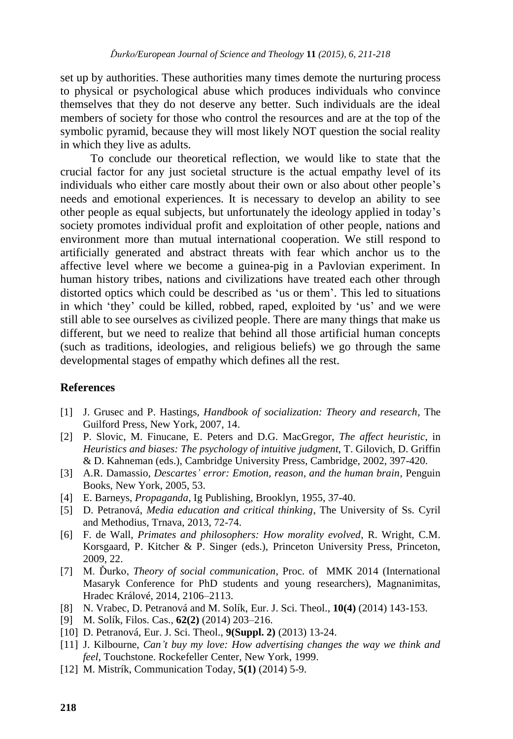set up by authorities. These authorities many times demote the nurturing process to physical or psychological abuse which produces individuals who convince themselves that they do not deserve any better. Such individuals are the ideal members of society for those who control the resources and are at the top of the symbolic pyramid, because they will most likely NOT question the social reality in which they live as adults.

To conclude our theoretical reflection, we would like to state that the crucial factor for any just societal structure is the actual empathy level of its individuals who either care mostly about their own or also about other people's needs and emotional experiences. It is necessary to develop an ability to see other people as equal subjects, but unfortunately the ideology applied in today's society promotes individual profit and exploitation of other people, nations and environment more than mutual international cooperation. We still respond to artificially generated and abstract threats with fear which anchor us to the affective level where we become a guinea-pig in a Pavlovian experiment. In human history tribes, nations and civilizations have treated each other through distorted optics which could be described as 'us or them'. This led to situations in which 'they' could be killed, robbed, raped, exploited by 'us' and we were still able to see ourselves as civilized people. There are many things that make us different, but we need to realize that behind all those artificial human concepts (such as traditions, ideologies, and religious beliefs) we go through the same developmental stages of empathy which defines all the rest.

## References

[1] J. Grusec and P. Hastings, *Handbook of socialization: Theory and research*, The Guilford Press, New York, 2007, 14.

[2] P. Slovic, M. Finucane, E. Peters and D.G. MacGregor, *The affect heuristic*, in *Heuristics and biases: The psychology of intuitive judgment*, T. Gilovich, D. Griffin & D. Kahneman (eds.), Cambridge University Press, Cambridge, 2002, 397-420.

[3] A.R. Damassio, *Descartes' error: Emotion, reason, and the human brain*, Penguin Books, New York, 2005, 53.

[4] E. Barneys, *Propaganda*, Ig Publishing, Brooklyn, 1955, 37-40.

[5] D. Petranová, *Media education and critical thinking*, The University of Ss. Cyril and Methodius, Trnava, 2013, 72-74.

[6] F. de Wall, *Primates and philosophers: How morality evolved*, R. Wright, C.M. Korsgaard, P. Kitcher & P. Singer (eds.), Princeton University Press, Princeton, 2009, 22.

[7] M. Ďurko, *Theory of social communication*, Proc. of MMK 2014 (International Masaryk Conference for PhD students and young researchers), Magnanimitas, Hradec Králové, 2014, 2106–2113.

[8] N. Vrabec, D. Petranová and M. Solík, Eur. J. Sci. Theol., **10(4)** (2014) 143-153.

[9] M. Solík, Filos. Cas., **62(2)** (2014) 203–216.

[10] D. Petranová, Eur. J. Sci. Theol., **9(Suppl. 2)** (2013) 13-24.

[11] J. Kilbourne, *Can't buy my love: How advertising changes the way we think and feel*, Touchstone. Rockefeller Center, New York, 1999.

[12] M. Mistrík, Communication Today, **5(1)** (2014) 5-9.